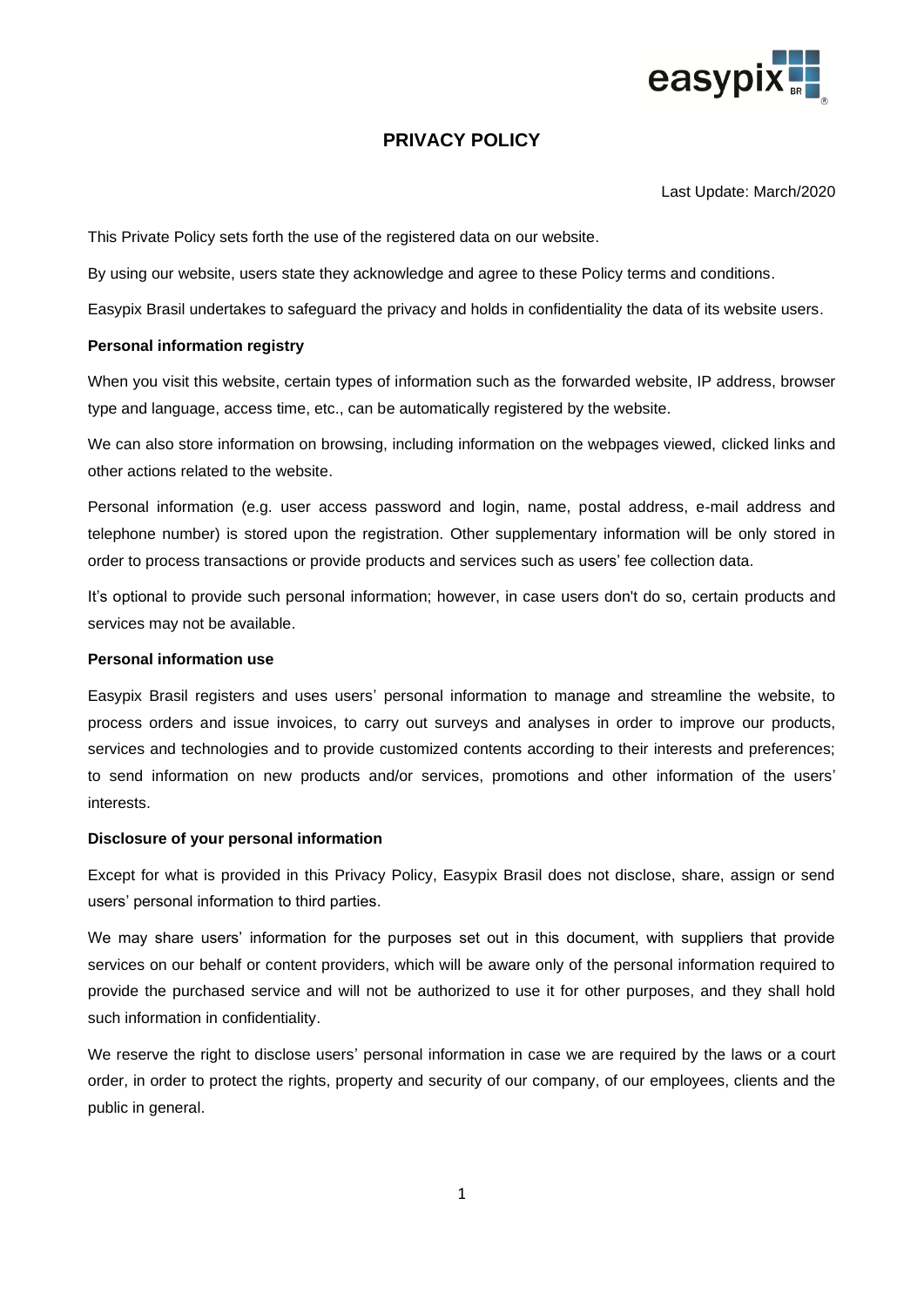# PRIVACY POLICY

Last Update: March/2020

This Private Policy sets forth the use of the registered data on our website.

By using our website, users state they acknowledge and agree to these Policy terms and conditions.

Easypix Brasil undertakes to safeguard the privacy and holds in confidentiality the data of its website users.

**Personal information registry**

When you visit this website, certain types of information such as the forwarded website, IP address, browser type and language, access time, etc., can be automatically registered by the website.

We can also store information on browsing, including information on the webpages viewed, clicked links and other actions related to the website.

Personal information (e.g. user access password and login, name, postal address, e-mail address and telephone number) is stored upon the registration. Other supplementary information will be only stored in order to process transactions or provide products and services such as users' fee collection data.

It's optional to provide such personal information; however, in case users don't do so, certain products and services may not be available.

**Personal information use**

Easypix Brasil registers and uses users' personal information to manage and streamline the website, to process orders and issue invoices, to carry out surveys and analyses in order to improve our products, services and technologies and to provide customized contents according to their interests and preferences; to send information on new products and/or services, promotions and other information of the users' interests.

**Disclosure of your personal information**

Except for what is provided in this Privacy Policy, Easypix Brasil does not disclose, share, assign or send users' personal information to third parties.

We may share users' information for the purposes set out in this document, with suppliers that provide services on our behalf or content providers, which will be aware only of the personal information required to provide the purchased service and will not be authorized to use it for other purposes, and they shall hold such information in confidentiality.

We reserve the right to disclose users' personal information in case we are required by the laws or a court order, in order to protect the rights, property and security of our company, of our employees, clients and the public in general.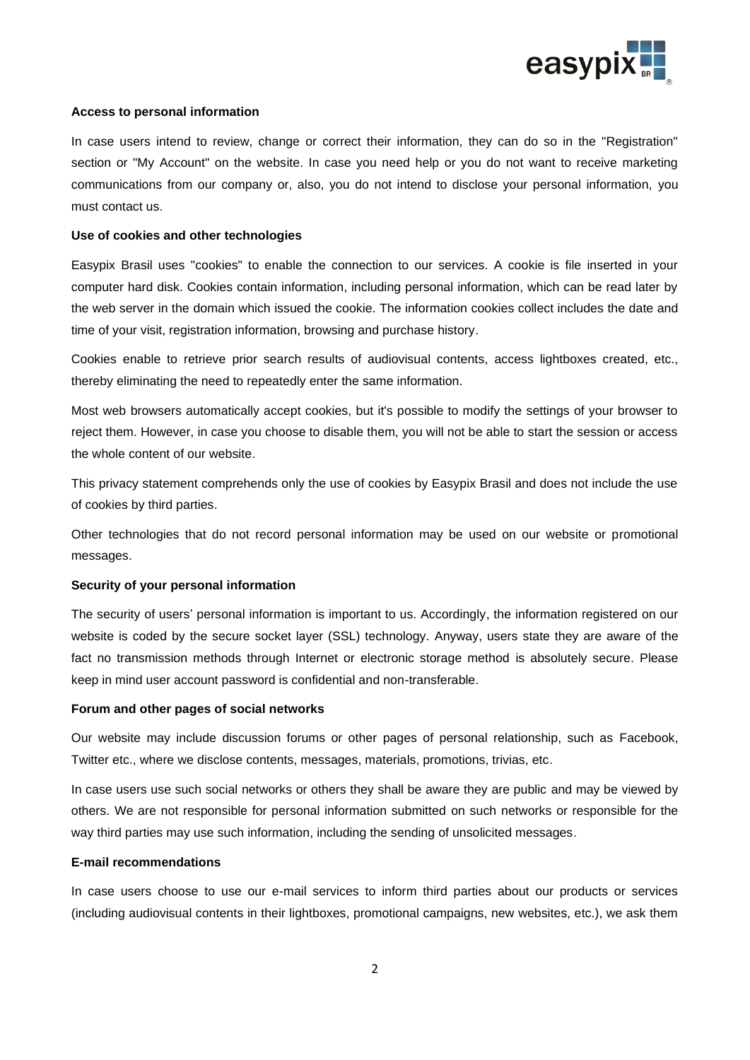**Access to personal information**

In case users intend to review, change or correct their information, they can do so in the "Registration" section or "My Account" on the website. In case you need help or you do not want to receive marketing communications from our company or, also, you do not intend to disclose your personal information, you must contact us.

**Use of cookies and other technologies**

Easypix Brasil uses "cookies" to enable the connection to our services. A cookie is file inserted in your computer hard disk. Cookies contain information, including personal information, which can be read later by the web server in the domain which issued the cookie. The information cookies collect includes the date and time of your visit, registration information, browsing and purchase history.

Cookies enable to retrieve prior search results of audiovisual contents, access lightboxes created, etc., thereby eliminating the need to repeatedly enter the same information.

Most web browsers automatically accept cookies, but it's possible to modify the settings of your browser to reject them. However, in case you choose to disable them, you will not be able to start the session or access the whole content of our website.

This privacy statement comprehends only the use of cookies by Easypix Brasil and does not include the use of cookies by third parties.

Other technologies that do not record personal information may be used on our website or promotional messages.

**Security of your personal information**

The security of users' personal information is important to us. Accordingly, the information registered on our website is coded by the secure socket layer (SSL) technology. Anyway, users state they are aware of the fact no transmission methods through Internet or electronic storage method is absolutely secure. Please keep in mind user account password is confidential and non-transferable.

**Forum and other pages of social networks**

Our website may include discussion forums or other pages of personal relationship, such as Facebook, Twitter etc., where we disclose contents, messages, materials, promotions, trivias, etc.

In case users use such social networks or others they shall be aware they are public and may be viewed by others. We are not responsible for personal information submitted on such networks or responsible for the way third parties may use such information, including the sending of unsolicited messages.

**E-mail recommendations**

In case users choose to use our e-mail services to inform third parties about our products or services (including audiovisual contents in their lightboxes, promotional campaigns, new websites, etc.), we ask them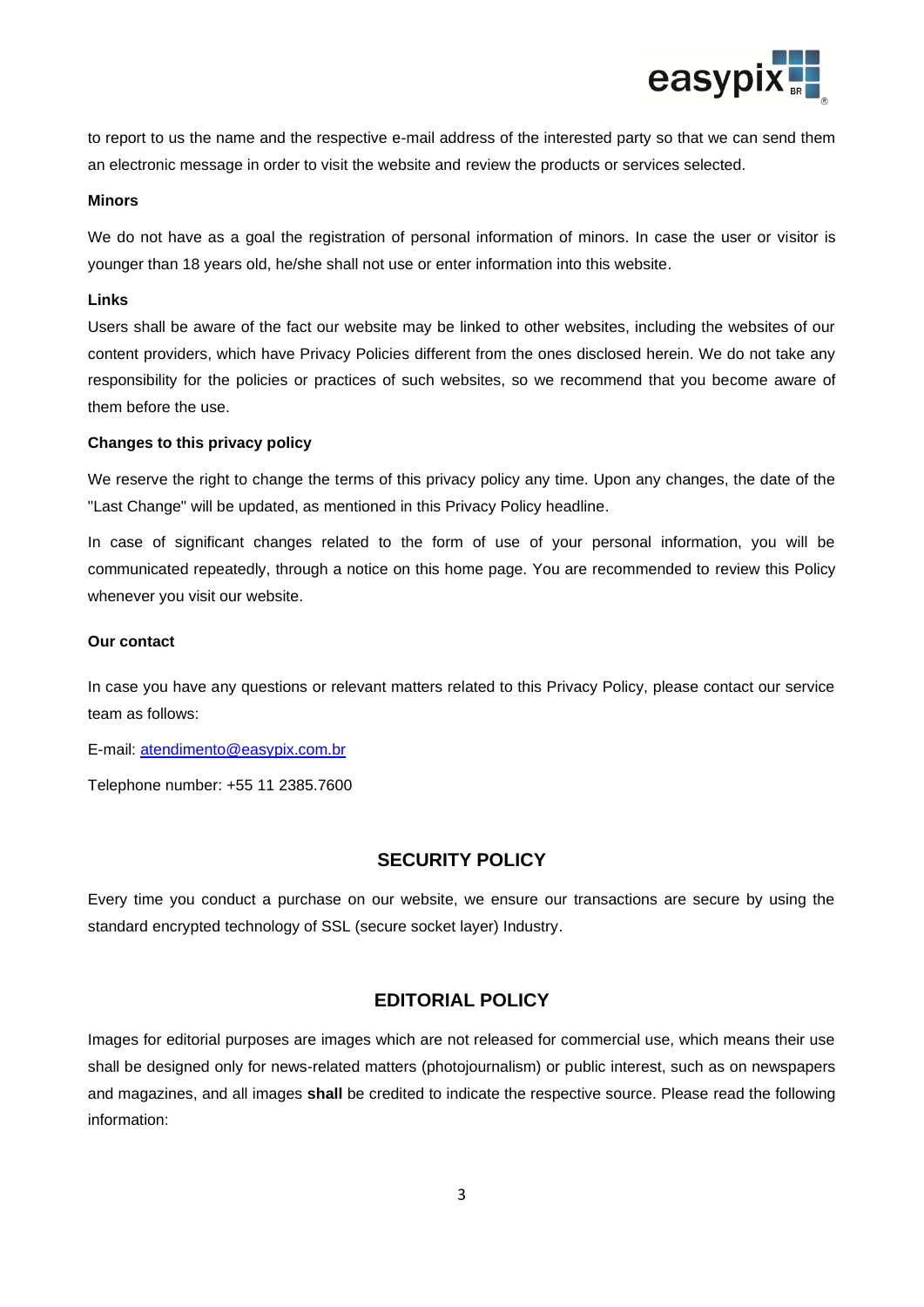to report to us the name and the respective e-mail address of the interested party so that we can send them an electronic message in order to visit the website and review the products or services selected.

**Minors**

We do not have as a goal the registration of personal information of minors. In case the user or visitor is younger than 18 years old, he/she shall not use or enter information into this website.

**Links**

Users shall be aware of the fact our website may be linked to other websites, including the websites of our content providers, which have Privacy Policies different from the ones disclosed herein. We do not take any responsibility for the policies or practices of such websites, so we recommend that you become aware of them before the use.

**Changes to this privacy policy**

We reserve the right to change the terms of this privacy policy any time. Upon any changes, the date of the "Last Change" will be updated, as mentioned in this Privacy Policy headline.

In case of significant changes related to the form of use of your personal information, you will be communicated repeatedly, through a notice on this home page. You are recommended to review this Policy whenever you visit our website.

**Our contact**

In case you have any questions or relevant matters related to this Privacy Policy, please contact our service team as follows:

E-mail: atendimento@easypix.com.br

Telephone number: +55 11 2385.7600

## SECURITY POLICY

Every time you conduct a purchase on our website, we ensure our transactions are secure by using the standard encrypted technology of SSL (secure socket layer) Industry.

## EDITORIAL POLICY

Images for editorial purposes are images which are not released for commercial use, which means their use shall be designed only for news-related matters (photojournalism) or public interest, such as on newspapers and magazines, and all images **shall** be credited to indicate the respective source. Please read the following information: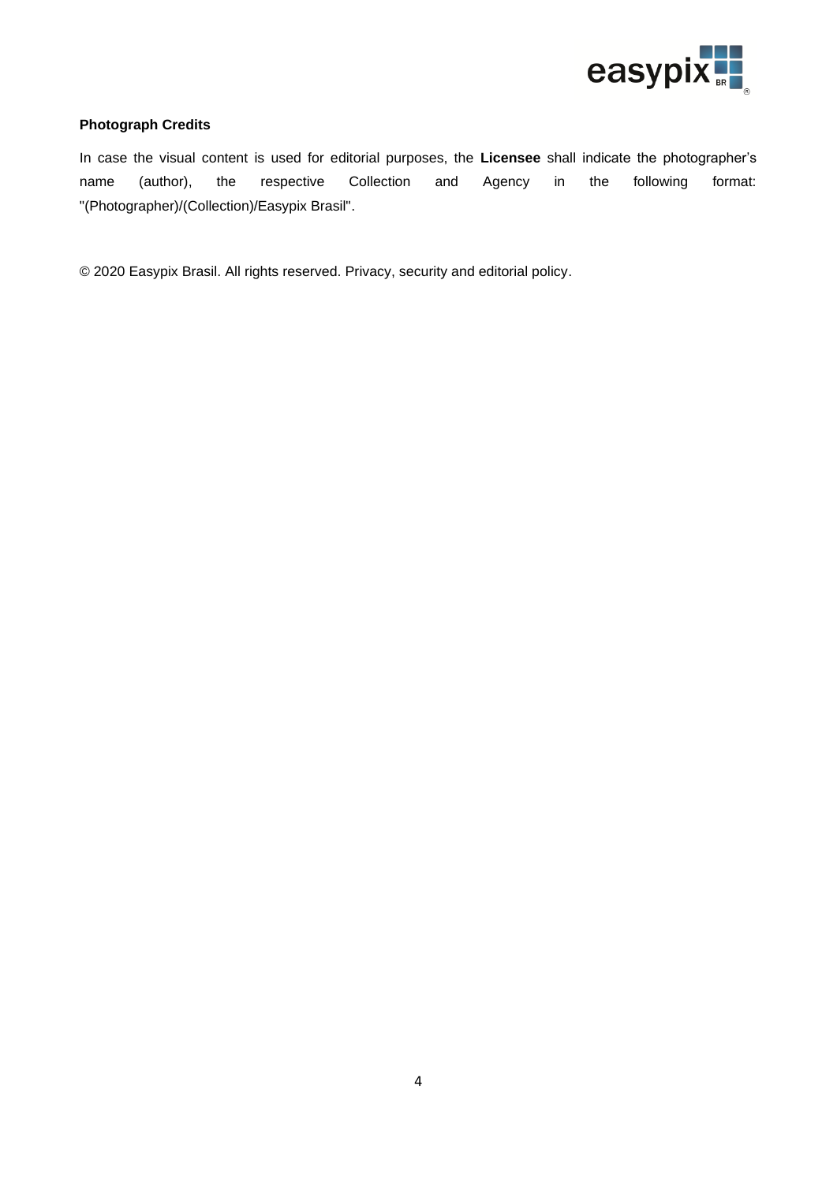**Photograph Credits**

In case the visual content is used for editorial purposes, the **Licensee** shall indicate the photographer's name (author), the respective Collection and Agency in the following format: "(Photographer)/(Collection)/Easypix Brasil".

© 2020 Easypix Brasil. All rights reserved. Privacy, security and editorial policy.